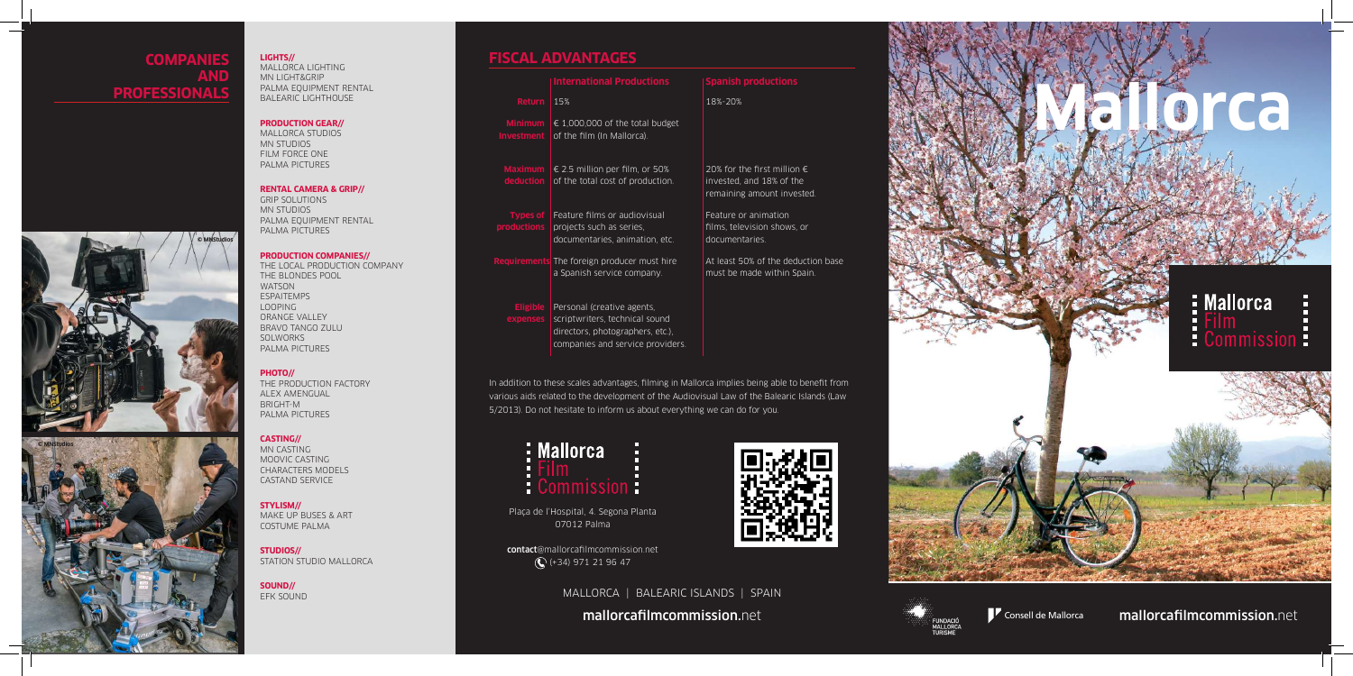## COMPANIES AND PROFESSIONALS

**LIGHTS//**
MALLORCA LIGHTING
MN LIGHT&GRIP
PALMA EQUIPMENT RENTAL
BALEARIC LIGHTHOUSE

**PRODUCTION GEAR//**
MALLORCA STUDIOS
MN STUDIOS
FILM FORCE ONE
PALMA PICTURES

**RENTAL CAMERA & GRIP//**
GRIP SOLUTIONS
MN STUDIOS
PALMA EQUIPMENT RENTAL
PALMA PICTURES

**PRODUCTION COMPANIES//**
THE LOCAL PRODUCTION COMPANY
THE BLONDES POOL
WATSON
ESPAITEMPS
LOOPING
ORANGE VALLEY
BRAVO TANGO ZULU
SOLWORKS
PALMA PICTURES

**PHOTO//**
THE PRODUCTION FACTORY
ALEX AMENGUAL
BRIGHT-M
PALMA PICTURES

**CASTING//**
MN CASTING
MOOVIC CASTING
CHARACTERS MODELS
CASTAND SERVICE

**STYLISM//**
MAKE UP BUSES & ART
COSTUME PALMA

**STUDIOS//**
STATION STUDIO MALLORCA

**SOUND//**
EFK SOUND

© MNStudios

© MNStudios

## FISCAL ADVANTAGES

| | International Productions | Spanish productions |
|---|---|---|
| Return | 15% | 18%-20% |
| Minimum investment | € 1,000,000 of the total budget of the film (In Mallorca). | |
| Maximum deduction | € 2.5 million per film, or 50% of the total cost of production. | 20% for the first million € invested, and 18% of the remaining amount invested. |
| Types of productions | Feature films or audiovisual projects such as series, documentaries, animation, etc. | Feature or animation films, television shows, or documentaries. |
| Requirements | The foreign producer must hire a Spanish service company. | At least 50% of the deduction base must be made within Spain. |
| Eligible expenses | Personal (creative agents, scriptwriters, technical sound directors, photographers, etc.), companies and service providers. | |

In addition to these scales advantages, filming in Mallorca implies being able to benefit from various aids related to the development of the Audiovisual Law of the Balearic Islands (Law 5/2013). Do not hesitate to inform us about everything we can do for you.

Mallorca Film Commission

Plaça de l'Hospital, 4. Segona Planta
07012 Palma

**contact**@mallorcafilmcommission.net
(+34) 971 21 96 47

MALLORCA | BALEARIC ISLANDS | SPAIN

**mallorcafilmcommission.net**

# Mallorca

Mallorca Film Commission

FUNDACIÓ MALLORCA TURISME

Consell de Mallorca

**mallorcafilmcommission.net**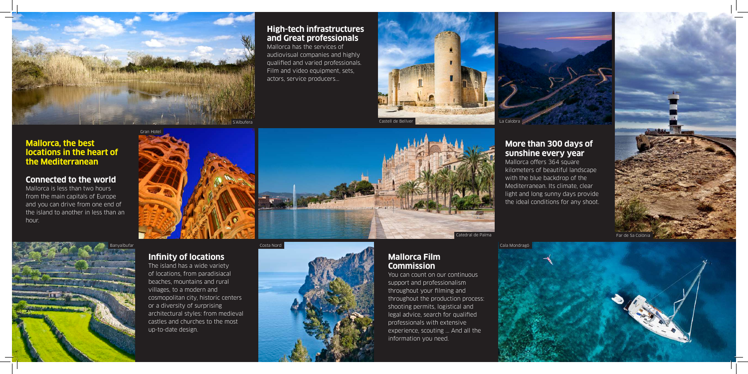## High-tech infrastructures and Great professionals

Mallorca has the services of audiovisual companies and highly qualified and varied professionals. Film and video equipment, sets, actors, service producers...

S'Albufera

Castell de Bellver

La Calobra

## Mallorca, the best locations in the heart of the Mediterranean

## Connected to the world

Mallorca is less than two hours from the main capitals of Europe and you can drive from one end of the island to another in less than an hour.

Gran Hotel

Catedral de Palma

## More than 300 days of sunshine every year

Mallorca offers 364 square kilometers of beautiful landscape with the blue backdrop of the Mediterranean. Its climate, clear light and long sunny days provide the ideal conditions for any shoot.

Far de Sa Colònia

Banyalbufar

## Infinity of locations

The island has a wide variety of locations, from paradisiacal beaches, mountains and rural villages, to a modern and cosmopolitan city, historic centers or a diversity of surprising architectural styles: from medieval castles and churches to the most up-to-date design.

Costa Nord

## Mallorca Film Commission

You can count on our continuous support and professionalism throughout your filming and throughout the production process: shooting permits, logistical and legal advice, search for qualified professionals with extensive experience, scouting ... And all the information you need.

Cala Mondragó